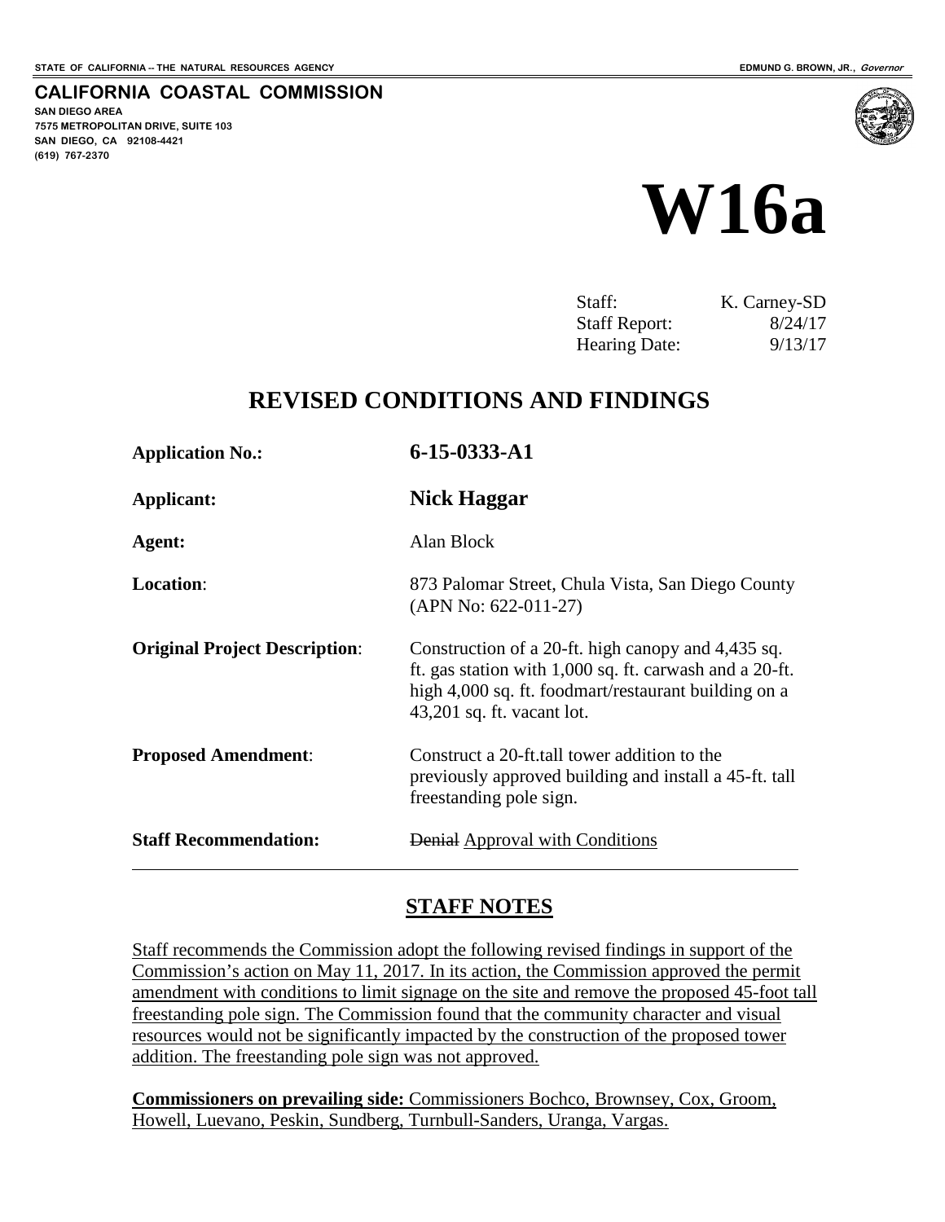STATE OF CALIFORNIA -- THE NATURAL RESOURCES AGENCY

EDMUND G. BROWN, JR., *Governor*

**CALIFORNIA COASTAL COMMISSION**
SAN DIEGO AREA
7575 METROPOLITAN DRIVE, SUITE 103
SAN DIEGO, CA 92108-4421
(619) 767-2370

# W16a

| | |
|---|---|
| Staff: | K. Carney-SD |
| Staff Report: | 8/24/17 |
| Hearing Date: | 9/13/17 |

## REVISED CONDITIONS AND FINDINGS

| | |
|---|---|
| **Application No.:** | **6-15-0333-A1** |
| **Applicant:** | **Nick Haggar** |
| **Agent:** | Alan Block |
| **Location:** | 873 Palomar Street, Chula Vista, San Diego County (APN No: 622-011-27) |
| **Original Project Description:** | Construction of a 20-ft. high canopy and 4,435 sq. ft. gas station with 1,000 sq. ft. carwash and a 20-ft. high 4,000 sq. ft. foodmart/restaurant building on a 43,201 sq. ft. vacant lot. |
| **Proposed Amendment:** | Construct a 20-ft.tall tower addition to the previously approved building and install a 45-ft. tall freestanding pole sign. |
| **Staff Recommendation:** | ~~Denial~~ <u>Approval with Conditions</u> |

## STAFF NOTES

<u>Staff recommends the Commission adopt the following revised findings in support of the Commission's action on May 11, 2017. In its action, the Commission approved the permit amendment with conditions to limit signage on the site and remove the proposed 45-foot tall freestanding pole sign. The Commission found that the community character and visual resources would not be significantly impacted by the construction of the proposed tower addition. The freestanding pole sign was not approved.</u>

<u>**Commissioners on prevailing side:** Commissioners Bochco, Brownsey, Cox, Groom, Howell, Luevano, Peskin, Sundberg, Turnbull-Sanders, Uranga, Vargas.</u>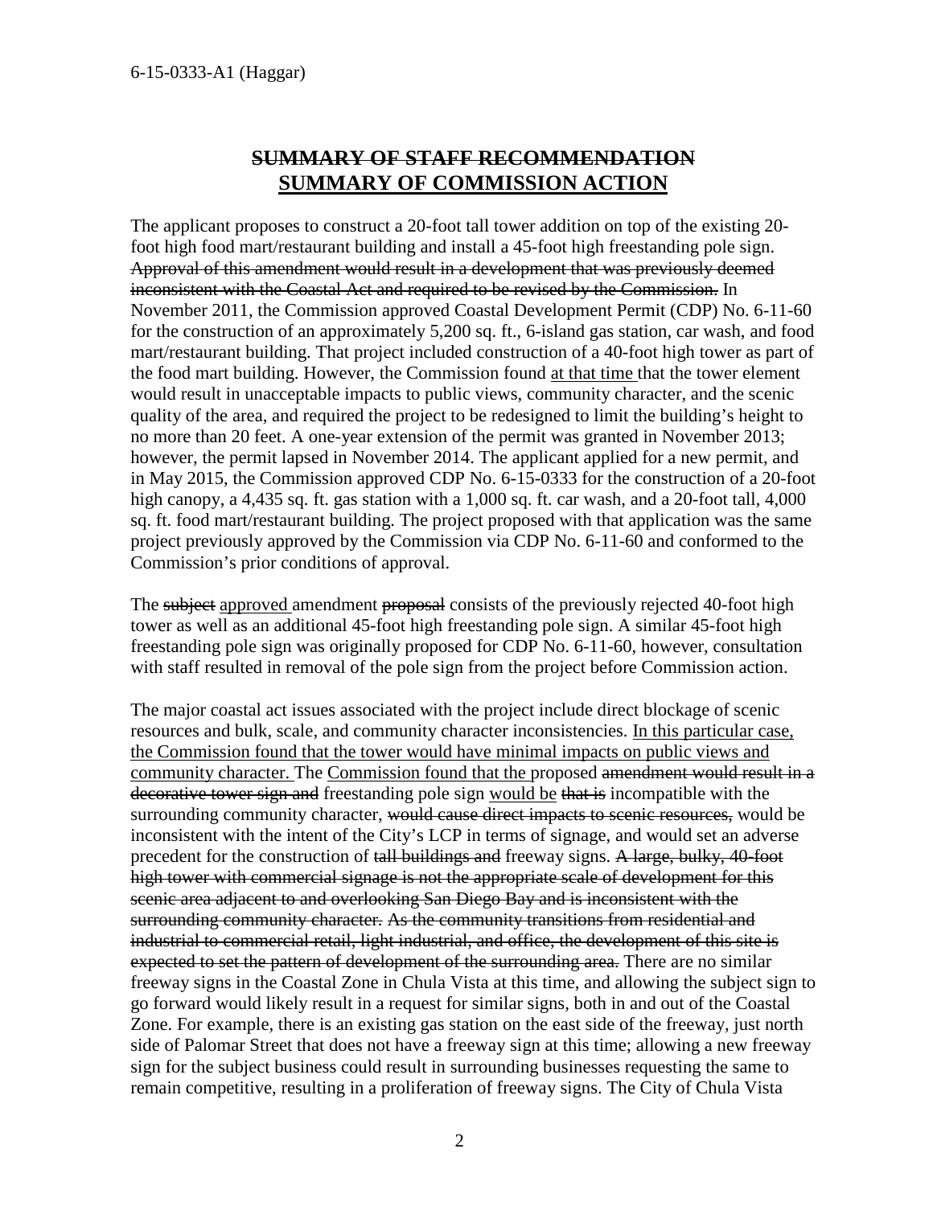## ~~SUMMARY OF STAFF RECOMMENDATION~~

## <u>SUMMARY OF COMMISSION ACTION</u>

The applicant proposes to construct a 20-foot tall tower addition on top of the existing 20-foot high food mart/restaurant building and install a 45-foot high freestanding pole sign. ~~Approval of this amendment would result in a development that was previously deemed inconsistent with the Coastal Act and required to be revised by the Commission.~~ In November 2011, the Commission approved Coastal Development Permit (CDP) No. 6-11-60 for the construction of an approximately 5,200 sq. ft., 6-island gas station, car wash, and food mart/restaurant building. That project included construction of a 40-foot high tower as part of the food mart building. However, the Commission found <u>at that time</u> that the tower element would result in unacceptable impacts to public views, community character, and the scenic quality of the area, and required the project to be redesigned to limit the building's height to no more than 20 feet. A one-year extension of the permit was granted in November 2013; however, the permit lapsed in November 2014. The applicant applied for a new permit, and in May 2015, the Commission approved CDP No. 6-15-0333 for the construction of a 20-foot high canopy, a 4,435 sq. ft. gas station with a 1,000 sq. ft. car wash, and a 20-foot tall, 4,000 sq. ft. food mart/restaurant building. The project proposed with that application was the same project previously approved by the Commission via CDP No. 6-11-60 and conformed to the Commission's prior conditions of approval.

The ~~subject~~ <u>approved</u> amendment ~~proposal~~ consists of the previously rejected 40-foot high tower as well as an additional 45-foot high freestanding pole sign. A similar 45-foot high freestanding pole sign was originally proposed for CDP No. 6-11-60, however, consultation with staff resulted in removal of the pole sign from the project before Commission action.

The major coastal act issues associated with the project include direct blockage of scenic resources and bulk, scale, and community character inconsistencies. <u>In this particular case, the Commission found that the tower would have minimal impacts on public views and community character.</u> The <u>Commission found that the</u> proposed ~~amendment would result in a decorative tower sign and~~ freestanding pole sign <u>would be</u> ~~that is~~ incompatible with the surrounding community character, ~~would cause direct impacts to scenic resources,~~ would be inconsistent with the intent of the City's LCP in terms of signage, and would set an adverse precedent for the construction of ~~tall buildings and~~ freeway signs. ~~A large, bulky, 40-foot high tower with commercial signage is not the appropriate scale of development for this scenic area adjacent to and overlooking San Diego Bay and is inconsistent with the surrounding community character. As the community transitions from residential and industrial to commercial retail, light industrial, and office, the development of this site is expected to set the pattern of development of the surrounding area.~~ There are no similar freeway signs in the Coastal Zone in Chula Vista at this time, and allowing the subject sign to go forward would likely result in a request for similar signs, both in and out of the Coastal Zone. For example, there is an existing gas station on the east side of the freeway, just north side of Palomar Street that does not have a freeway sign at this time; allowing a new freeway sign for the subject business could result in surrounding businesses requesting the same to remain competitive, resulting in a proliferation of freeway signs. The City of Chula Vista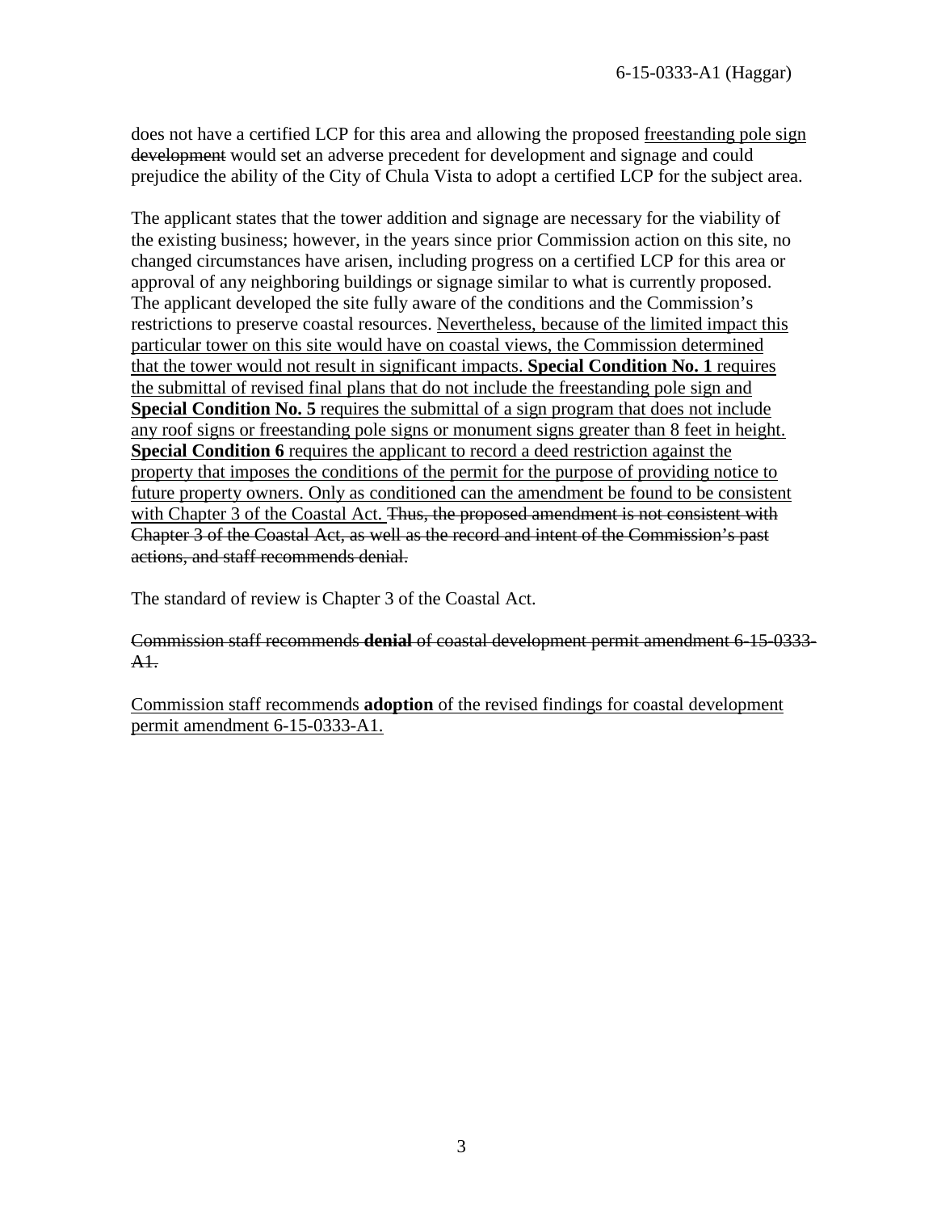does not have a certified LCP for this area and allowing the proposed <u>freestanding pole sign</u> ~~development~~ would set an adverse precedent for development and signage and could prejudice the ability of the City of Chula Vista to adopt a certified LCP for the subject area.

The applicant states that the tower addition and signage are necessary for the viability of the existing business; however, in the years since prior Commission action on this site, no changed circumstances have arisen, including progress on a certified LCP for this area or approval of any neighboring buildings or signage similar to what is currently proposed. The applicant developed the site fully aware of the conditions and the Commission's restrictions to preserve coastal resources. <u>Nevertheless, because of the limited impact this particular tower on this site would have on coastal views, the Commission determined that the tower would not result in significant impacts.</u> <u>**Special Condition No. 1** requires the submittal of revised final plans that do not include the freestanding pole sign and</u> <u>**Special Condition No. 5** requires the submittal of a sign program that does not include any roof signs or freestanding pole signs or monument signs greater than 8 feet in height.</u> <u>**Special Condition 6** requires the applicant to record a deed restriction against the property that imposes the conditions of the permit for the purpose of providing notice to future property owners. Only as conditioned can the amendment be found to be consistent with Chapter 3 of the Coastal Act.</u> ~~Thus, the proposed amendment is not consistent with Chapter 3 of the Coastal Act, as well as the record and intent of the Commission's past actions, and staff recommends denial.~~

The standard of review is Chapter 3 of the Coastal Act.

~~Commission staff recommends **denial** of coastal development permit amendment 6-15-0333-A1.~~

<u>Commission staff recommends **adoption** of the revised findings for coastal development permit amendment 6-15-0333-A1.</u>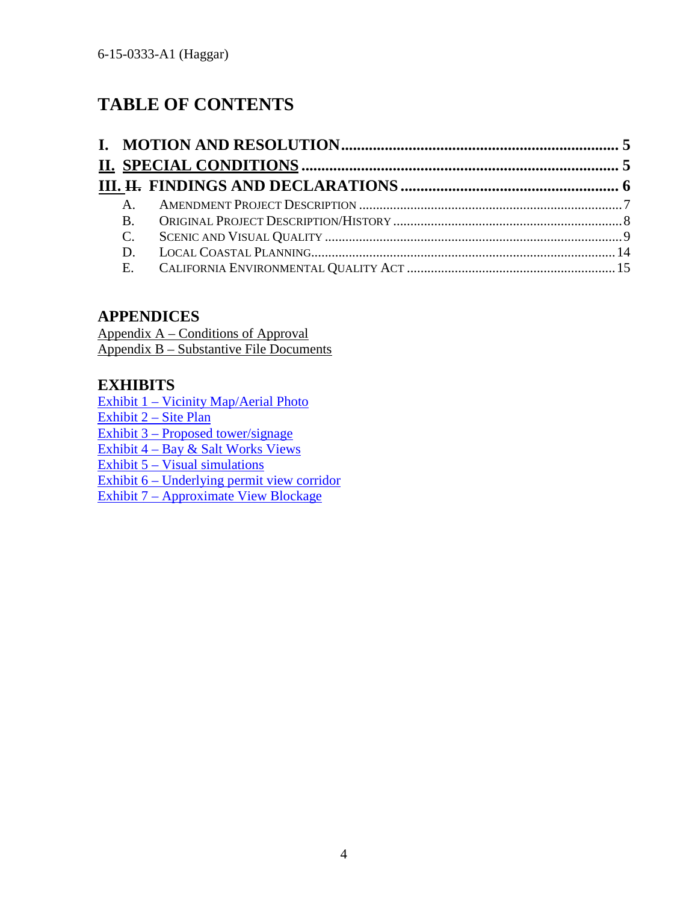# TABLE OF CONTENTS

**I. MOTION AND RESOLUTION ..................................................................... 5**

**II. SPECIAL CONDITIONS ............................................................................... 5**

**III. ~~II.~~ FINDINGS AND DECLARATIONS ...................................................... 6**

- A. AMENDMENT PROJECT DESCRIPTION ............................................................................ 7
- B. ORIGINAL PROJECT DESCRIPTION/HISTORY .................................................................. 8
- C. SCENIC AND VISUAL QUALITY ...................................................................................... 9
- D. LOCAL COASTAL PLANNING......................................................................................... 14
- E. CALIFORNIA ENVIRONMENTAL QUALITY ACT ............................................................ 15

## APPENDICES

Appendix A – Conditions of Approval
Appendix B – Substantive File Documents

## EXHIBITS

Exhibit 1 – Vicinity Map/Aerial Photo
Exhibit 2 – Site Plan
Exhibit 3 – Proposed tower/signage
Exhibit 4 – Bay & Salt Works Views
Exhibit 5 – Visual simulations
Exhibit 6 – Underlying permit view corridor
Exhibit 7 – Approximate View Blockage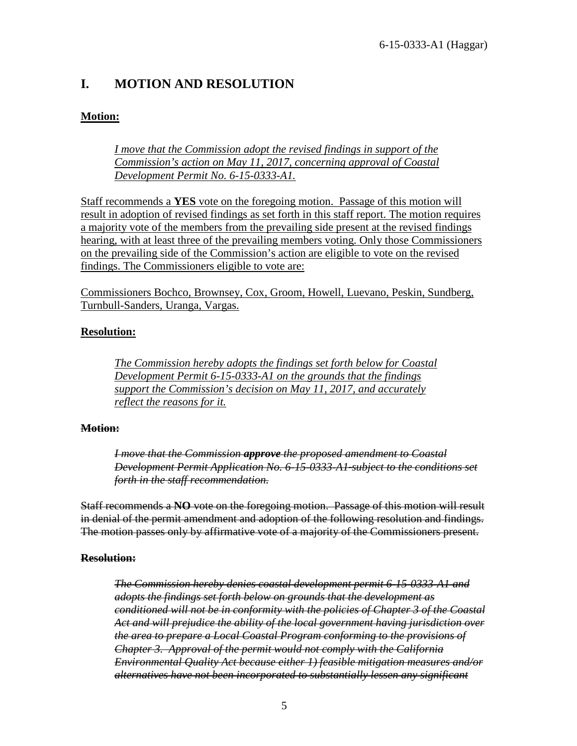# I. MOTION AND RESOLUTION

<u>**Motion:**</u>

> <u>*I move that the Commission adopt the revised findings in support of the Commission's action on May 11, 2017, concerning approval of Coastal Development Permit No. 6-15-0333-A1.*</u>

<u>Staff recommends a **YES** vote on the foregoing motion. Passage of this motion will result in adoption of revised findings as set forth in this staff report. The motion requires a majority vote of the members from the prevailing side present at the revised findings hearing, with at least three of the prevailing members voting. Only those Commissioners on the prevailing side of the Commission's action are eligible to vote on the revised findings. The Commissioners eligible to vote are:</u>

<u>Commissioners Bochco, Brownsey, Cox, Groom, Howell, Luevano, Peskin, Sundberg, Turnbull-Sanders, Uranga, Vargas.</u>

<u>**Resolution:**</u>

> <u>*The Commission hereby adopts the findings set forth below for Coastal Development Permit 6-15-0333-A1 on the grounds that the findings support the Commission's decision on May 11, 2017, and accurately reflect the reasons for it.*</u>

~~**Motion:**~~

> ~~*I move that the Commission **approve** the proposed amendment to Coastal Development Permit Application No. 6-15-0333-A1-subject to the conditions set forth in the staff recommendation.*~~

~~Staff recommends a **NO** vote on the foregoing motion. Passage of this motion will result in denial of the permit amendment and adoption of the following resolution and findings. The motion passes only by affirmative vote of a majority of the Commissioners present.~~

~~**Resolution:**~~

> ~~*The Commission hereby denies coastal development permit 6-15-0333-A1 and adopts the findings set forth below on grounds that the development as conditioned will not be in conformity with the policies of Chapter 3 of the Coastal Act and will prejudice the ability of the local government having jurisdiction over the area to prepare a Local Coastal Program conforming to the provisions of Chapter 3. Approval of the permit would not comply with the California Environmental Quality Act because either 1) feasible mitigation measures and/or alternatives have not been incorporated to substantially lessen any significant*~~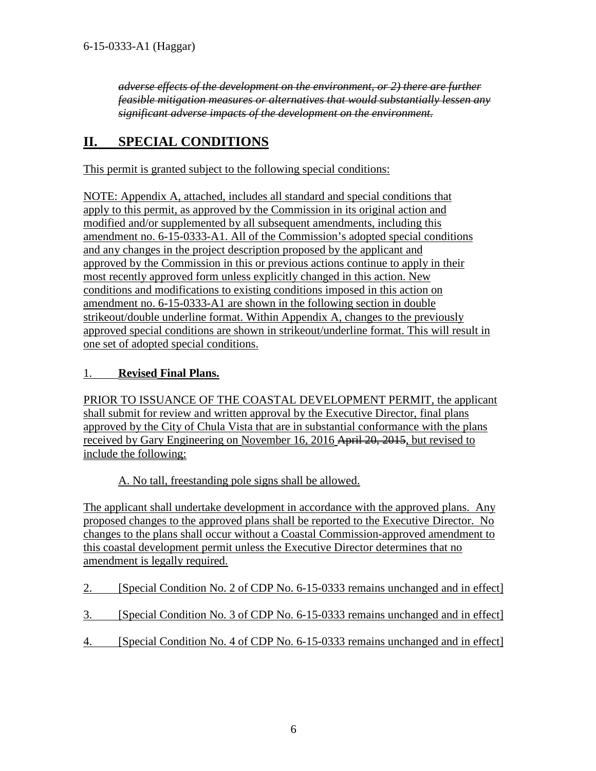*~~adverse effects of the development on the environment, or 2) there are further feasible mitigation measures or alternatives that would substantially lessen any significant adverse impacts of the development on the environment.~~*

## II. SPECIAL CONDITIONS

This permit is granted subject to the following special conditions:

NOTE: Appendix A, attached, includes all standard and special conditions that apply to this permit, as approved by the Commission in its original action and modified and/or supplemented by all subsequent amendments, including this amendment no. 6-15-0333-A1. All of the Commission's adopted special conditions and any changes in the project description proposed by the applicant and approved by the Commission in this or previous actions continue to apply in their most recently approved form unless explicitly changed in this action. New conditions and modifications to existing conditions imposed in this action on amendment no. 6-15-0333-A1 are shown in the following section in double strikeout/double underline format. Within Appendix A, changes to the previously approved special conditions are shown in strikeout/underline format. This will result in one set of adopted special conditions.

1. **Revised Final Plans.**

PRIOR TO ISSUANCE OF THE COASTAL DEVELOPMENT PERMIT, the applicant shall submit for review and written approval by the Executive Director, final plans approved by the City of Chula Vista that are in substantial conformance with the plans received by Gary Engineering on November 16, 2016 ~~April 20, 2015~~, but revised to include the following:

A. No tall, freestanding pole signs shall be allowed.

The applicant shall undertake development in accordance with the approved plans. Any proposed changes to the approved plans shall be reported to the Executive Director. No changes to the plans shall occur without a Coastal Commission-approved amendment to this coastal development permit unless the Executive Director determines that no amendment is legally required.

2. [Special Condition No. 2 of CDP No. 6-15-0333 remains unchanged and in effect]

3. [Special Condition No. 3 of CDP No. 6-15-0333 remains unchanged and in effect]

4. [Special Condition No. 4 of CDP No. 6-15-0333 remains unchanged and in effect]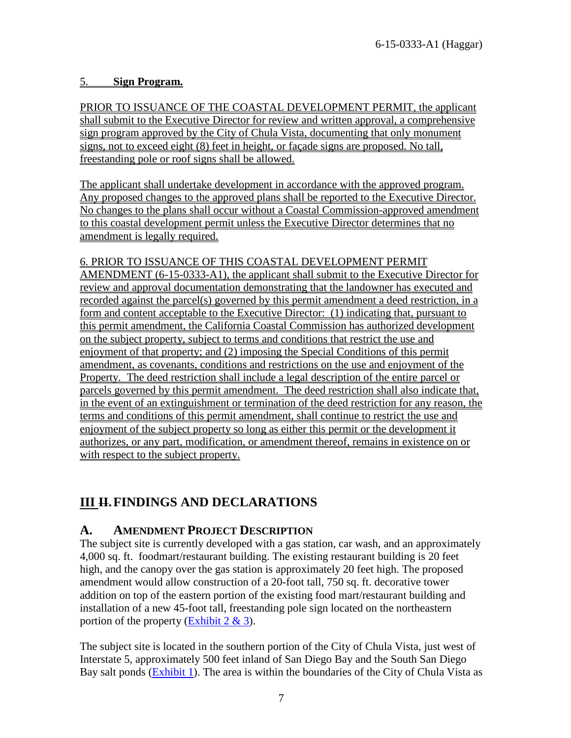5. **Sign Program.**

PRIOR TO ISSUANCE OF THE COASTAL DEVELOPMENT PERMIT, the applicant shall submit to the Executive Director for review and written approval, a comprehensive sign program approved by the City of Chula Vista, documenting that only monument signs, not to exceed eight (8) feet in height, or façade signs are proposed. No tall, freestanding pole or roof signs shall be allowed.

The applicant shall undertake development in accordance with the approved program. Any proposed changes to the approved plans shall be reported to the Executive Director. No changes to the plans shall occur without a Coastal Commission-approved amendment to this coastal development permit unless the Executive Director determines that no amendment is legally required.

6. PRIOR TO ISSUANCE OF THIS COASTAL DEVELOPMENT PERMIT AMENDMENT (6-15-0333-A1), the applicant shall submit to the Executive Director for review and approval documentation demonstrating that the landowner has executed and recorded against the parcel(s) governed by this permit amendment a deed restriction, in a form and content acceptable to the Executive Director: (1) indicating that, pursuant to this permit amendment, the California Coastal Commission has authorized development on the subject property, subject to terms and conditions that restrict the use and enjoyment of that property; and (2) imposing the Special Conditions of this permit amendment, as covenants, conditions and restrictions on the use and enjoyment of the Property. The deed restriction shall include a legal description of the entire parcel or parcels governed by this permit amendment. The deed restriction shall also indicate that, in the event of an extinguishment or termination of the deed restriction for any reason, the terms and conditions of this permit amendment, shall continue to restrict the use and enjoyment of the subject property so long as either this permit or the development it authorizes, or any part, modification, or amendment thereof, remains in existence on or with respect to the subject property.

# III ~~II.~~ FINDINGS AND DECLARATIONS

## A. AMENDMENT PROJECT DESCRIPTION

The subject site is currently developed with a gas station, car wash, and an approximately 4,000 sq. ft. foodmart/restaurant building. The existing restaurant building is 20 feet high, and the canopy over the gas station is approximately 20 feet high. The proposed amendment would allow construction of a 20-foot tall, 750 sq. ft. decorative tower addition on top of the eastern portion of the existing food mart/restaurant building and installation of a new 45-foot tall, freestanding pole sign located on the northeastern portion of the property (Exhibit 2 & 3).

The subject site is located in the southern portion of the City of Chula Vista, just west of Interstate 5, approximately 500 feet inland of San Diego Bay and the South San Diego Bay salt ponds (Exhibit 1). The area is within the boundaries of the City of Chula Vista as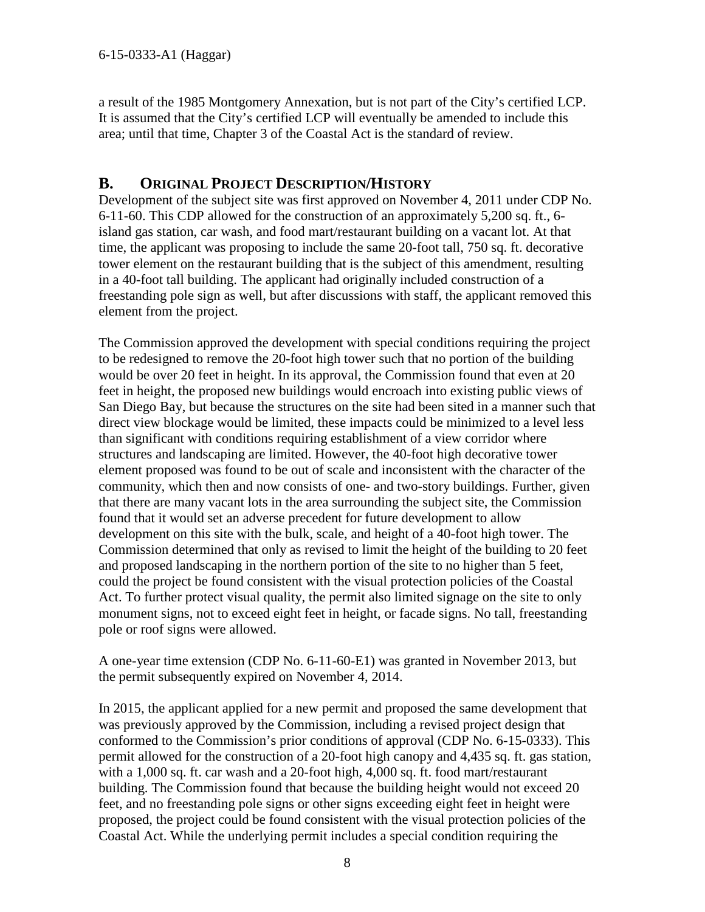a result of the 1985 Montgomery Annexation, but is not part of the City's certified LCP. It is assumed that the City's certified LCP will eventually be amended to include this area; until that time, Chapter 3 of the Coastal Act is the standard of review.

## B. ORIGINAL PROJECT DESCRIPTION/HISTORY

Development of the subject site was first approved on November 4, 2011 under CDP No. 6-11-60. This CDP allowed for the construction of an approximately 5,200 sq. ft., 6-island gas station, car wash, and food mart/restaurant building on a vacant lot. At that time, the applicant was proposing to include the same 20-foot tall, 750 sq. ft. decorative tower element on the restaurant building that is the subject of this amendment, resulting in a 40-foot tall building. The applicant had originally included construction of a freestanding pole sign as well, but after discussions with staff, the applicant removed this element from the project.

The Commission approved the development with special conditions requiring the project to be redesigned to remove the 20-foot high tower such that no portion of the building would be over 20 feet in height. In its approval, the Commission found that even at 20 feet in height, the proposed new buildings would encroach into existing public views of San Diego Bay, but because the structures on the site had been sited in a manner such that direct view blockage would be limited, these impacts could be minimized to a level less than significant with conditions requiring establishment of a view corridor where structures and landscaping are limited. However, the 40-foot high decorative tower element proposed was found to be out of scale and inconsistent with the character of the community, which then and now consists of one- and two-story buildings. Further, given that there are many vacant lots in the area surrounding the subject site, the Commission found that it would set an adverse precedent for future development to allow development on this site with the bulk, scale, and height of a 40-foot high tower. The Commission determined that only as revised to limit the height of the building to 20 feet and proposed landscaping in the northern portion of the site to no higher than 5 feet, could the project be found consistent with the visual protection policies of the Coastal Act. To further protect visual quality, the permit also limited signage on the site to only monument signs, not to exceed eight feet in height, or facade signs. No tall, freestanding pole or roof signs were allowed.

A one-year time extension (CDP No. 6-11-60-E1) was granted in November 2013, but the permit subsequently expired on November 4, 2014.

In 2015, the applicant applied for a new permit and proposed the same development that was previously approved by the Commission, including a revised project design that conformed to the Commission's prior conditions of approval (CDP No. 6-15-0333). This permit allowed for the construction of a 20-foot high canopy and 4,435 sq. ft. gas station, with a 1,000 sq. ft. car wash and a 20-foot high, 4,000 sq. ft. food mart/restaurant building. The Commission found that because the building height would not exceed 20 feet, and no freestanding pole signs or other signs exceeding eight feet in height were proposed, the project could be found consistent with the visual protection policies of the Coastal Act. While the underlying permit includes a special condition requiring the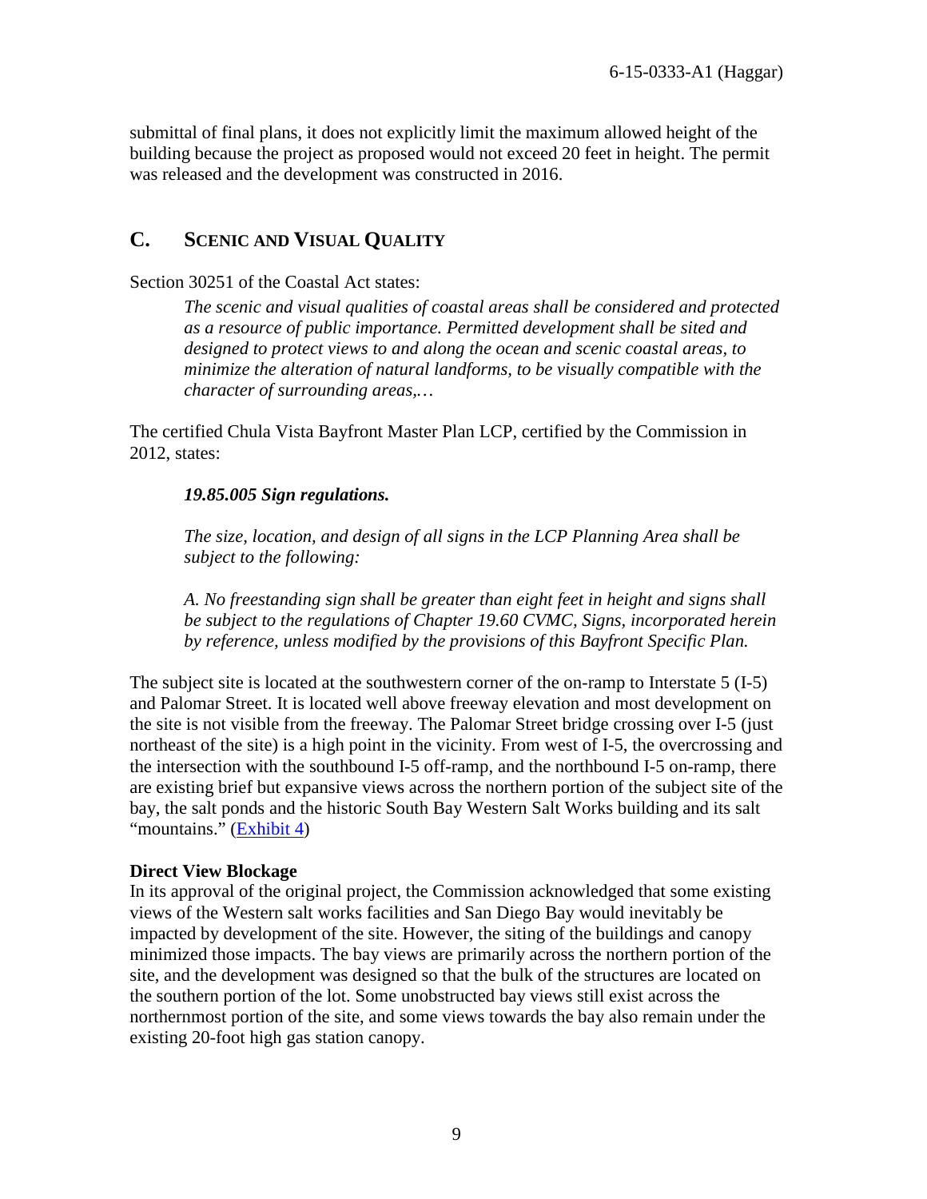submittal of final plans, it does not explicitly limit the maximum allowed height of the building because the project as proposed would not exceed 20 feet in height. The permit was released and the development was constructed in 2016.

## C. SCENIC AND VISUAL QUALITY

Section 30251 of the Coastal Act states:

> *The scenic and visual qualities of coastal areas shall be considered and protected as a resource of public importance. Permitted development shall be sited and designed to protect views to and along the ocean and scenic coastal areas, to minimize the alteration of natural landforms, to be visually compatible with the character of surrounding areas,…*

The certified Chula Vista Bayfront Master Plan LCP, certified by the Commission in 2012, states:

> ***19.85.005 Sign regulations.***
>
> *The size, location, and design of all signs in the LCP Planning Area shall be subject to the following:*
>
> *A. No freestanding sign shall be greater than eight feet in height and signs shall be subject to the regulations of Chapter 19.60 CVMC, Signs, incorporated herein by reference, unless modified by the provisions of this Bayfront Specific Plan.*

The subject site is located at the southwestern corner of the on-ramp to Interstate 5 (I-5) and Palomar Street. It is located well above freeway elevation and most development on the site is not visible from the freeway. The Palomar Street bridge crossing over I-5 (just northeast of the site) is a high point in the vicinity. From west of I-5, the overcrossing and the intersection with the southbound I-5 off-ramp, and the northbound I-5 on-ramp, there are existing brief but expansive views across the northern portion of the subject site of the bay, the salt ponds and the historic South Bay Western Salt Works building and its salt "mountains." (Exhibit 4)

**Direct View Blockage**

In its approval of the original project, the Commission acknowledged that some existing views of the Western salt works facilities and San Diego Bay would inevitably be impacted by development of the site. However, the siting of the buildings and canopy minimized those impacts. The bay views are primarily across the northern portion of the site, and the development was designed so that the bulk of the structures are located on the southern portion of the lot. Some unobstructed bay views still exist across the northernmost portion of the site, and some views towards the bay also remain under the existing 20-foot high gas station canopy.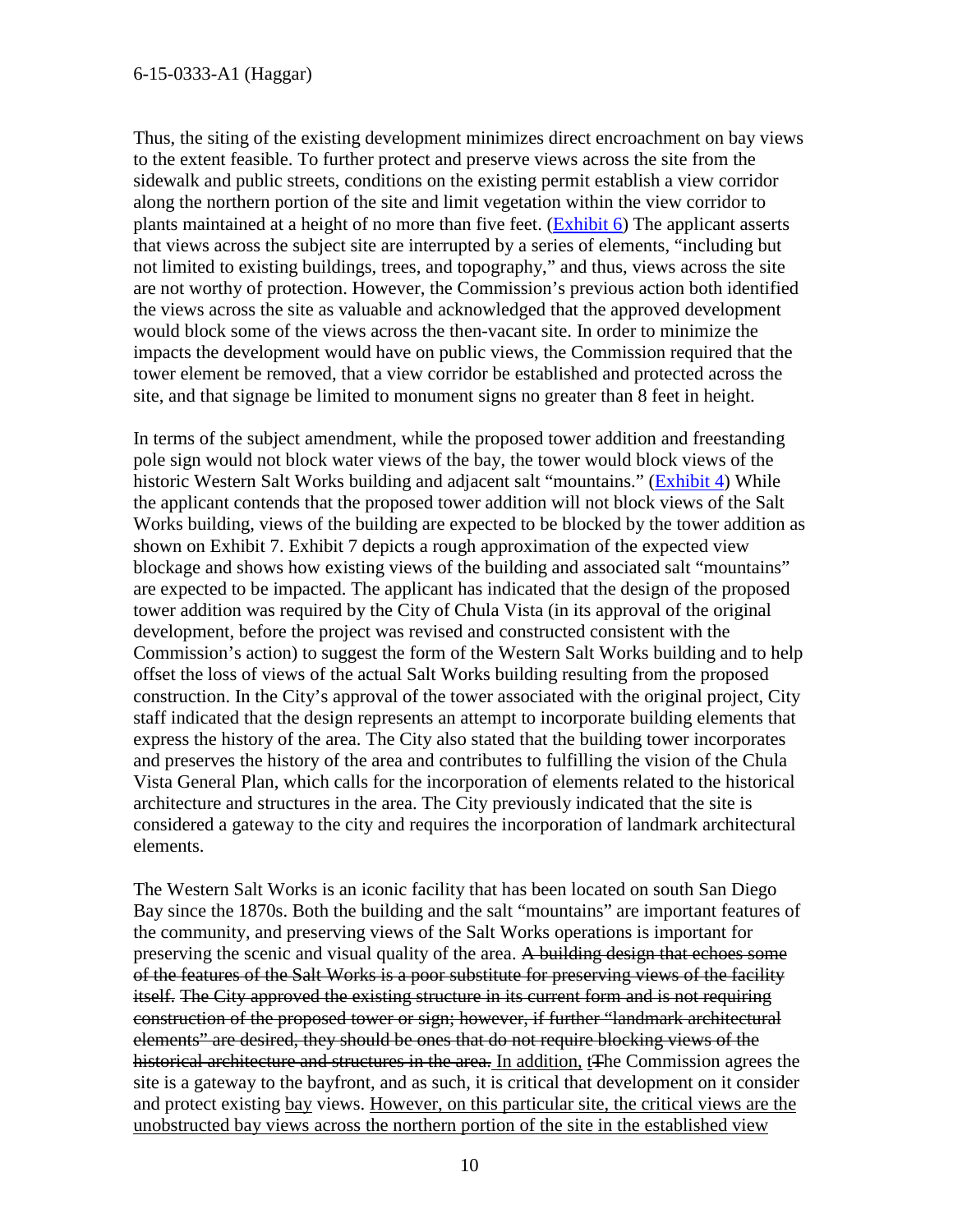Thus, the siting of the existing development minimizes direct encroachment on bay views to the extent feasible. To further protect and preserve views across the site from the sidewalk and public streets, conditions on the existing permit establish a view corridor along the northern portion of the site and limit vegetation within the view corridor to plants maintained at a height of no more than five feet. (Exhibit 6) The applicant asserts that views across the subject site are interrupted by a series of elements, "including but not limited to existing buildings, trees, and topography," and thus, views across the site are not worthy of protection. However, the Commission's previous action both identified the views across the site as valuable and acknowledged that the approved development would block some of the views across the then-vacant site. In order to minimize the impacts the development would have on public views, the Commission required that the tower element be removed, that a view corridor be established and protected across the site, and that signage be limited to monument signs no greater than 8 feet in height.

In terms of the subject amendment, while the proposed tower addition and freestanding pole sign would not block water views of the bay, the tower would block views of the historic Western Salt Works building and adjacent salt "mountains." (Exhibit 4) While the applicant contends that the proposed tower addition will not block views of the Salt Works building, views of the building are expected to be blocked by the tower addition as shown on Exhibit 7. Exhibit 7 depicts a rough approximation of the expected view blockage and shows how existing views of the building and associated salt "mountains" are expected to be impacted. The applicant has indicated that the design of the proposed tower addition was required by the City of Chula Vista (in its approval of the original development, before the project was revised and constructed consistent with the Commission's action) to suggest the form of the Western Salt Works building and to help offset the loss of views of the actual Salt Works building resulting from the proposed construction. In the City's approval of the tower associated with the original project, City staff indicated that the design represents an attempt to incorporate building elements that express the history of the area. The City also stated that the building tower incorporates and preserves the history of the area and contributes to fulfilling the vision of the Chula Vista General Plan, which calls for the incorporation of elements related to the historical architecture and structures in the area. The City previously indicated that the site is considered a gateway to the city and requires the incorporation of landmark architectural elements.

The Western Salt Works is an iconic facility that has been located on south San Diego Bay since the 1870s. Both the building and the salt "mountains" are important features of the community, and preserving views of the Salt Works operations is important for preserving the scenic and visual quality of the area. ~~A building design that echoes some of the features of the Salt Works is a poor substitute for preserving views of the facility itself.~~ ~~The City approved the existing structure in its current form and is not requiring construction of the proposed tower or sign; however, if further "landmark architectural elements" are desired, they should be ones that do not require blocking views of the historical architecture and structures in the area.~~ <u>In addition, t</u>~~T~~he Commission agrees the site is a gateway to the bayfront, and as such, it is critical that development on it consider and protect existing <u>bay</u> views. <u>However, on this particular site, the critical views are the unobstructed bay views across the northern portion of the site in the established view</u>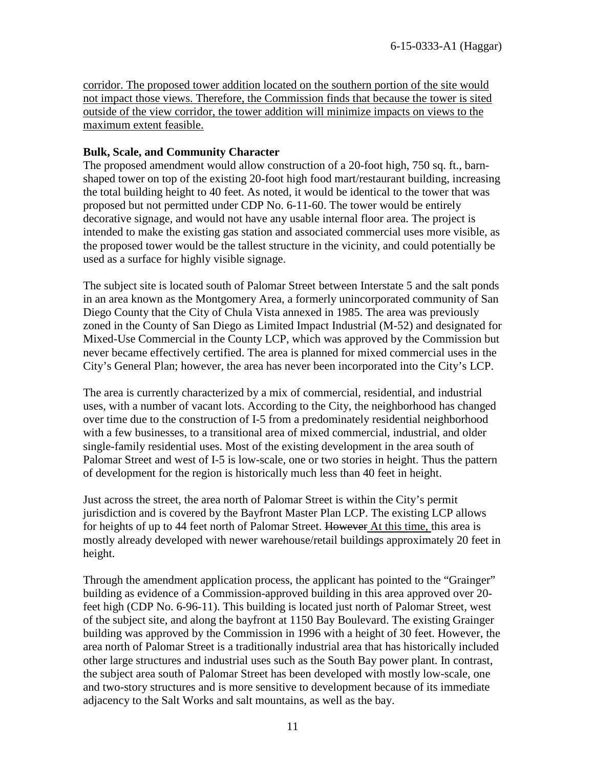corridor. The proposed tower addition located on the southern portion of the site would not impact those views. Therefore, the Commission finds that because the tower is sited outside of the view corridor, the tower addition will minimize impacts on views to the maximum extent feasible.

**Bulk, Scale, and Community Character**

The proposed amendment would allow construction of a 20-foot high, 750 sq. ft., barn-shaped tower on top of the existing 20-foot high food mart/restaurant building, increasing the total building height to 40 feet. As noted, it would be identical to the tower that was proposed but not permitted under CDP No. 6-11-60. The tower would be entirely decorative signage, and would not have any usable internal floor area. The project is intended to make the existing gas station and associated commercial uses more visible, as the proposed tower would be the tallest structure in the vicinity, and could potentially be used as a surface for highly visible signage.

The subject site is located south of Palomar Street between Interstate 5 and the salt ponds in an area known as the Montgomery Area, a formerly unincorporated community of San Diego County that the City of Chula Vista annexed in 1985. The area was previously zoned in the County of San Diego as Limited Impact Industrial (M-52) and designated for Mixed-Use Commercial in the County LCP, which was approved by the Commission but never became effectively certified. The area is planned for mixed commercial uses in the City's General Plan; however, the area has never been incorporated into the City's LCP.

The area is currently characterized by a mix of commercial, residential, and industrial uses, with a number of vacant lots. According to the City, the neighborhood has changed over time due to the construction of I-5 from a predominately residential neighborhood with a few businesses, to a transitional area of mixed commercial, industrial, and older single-family residential uses. Most of the existing development in the area south of Palomar Street and west of I-5 is low-scale, one or two stories in height. Thus the pattern of development for the region is historically much less than 40 feet in height.

Just across the street, the area north of Palomar Street is within the City's permit jurisdiction and is covered by the Bayfront Master Plan LCP. The existing LCP allows for heights of up to 44 feet north of Palomar Street. ~~However~~ At this time, this area is mostly already developed with newer warehouse/retail buildings approximately 20 feet in height.

Through the amendment application process, the applicant has pointed to the "Grainger" building as evidence of a Commission-approved building in this area approved over 20-feet high (CDP No. 6-96-11). This building is located just north of Palomar Street, west of the subject site, and along the bayfront at 1150 Bay Boulevard. The existing Grainger building was approved by the Commission in 1996 with a height of 30 feet. However, the area north of Palomar Street is a traditionally industrial area that has historically included other large structures and industrial uses such as the South Bay power plant. In contrast, the subject area south of Palomar Street has been developed with mostly low-scale, one and two-story structures and is more sensitive to development because of its immediate adjacency to the Salt Works and salt mountains, as well as the bay.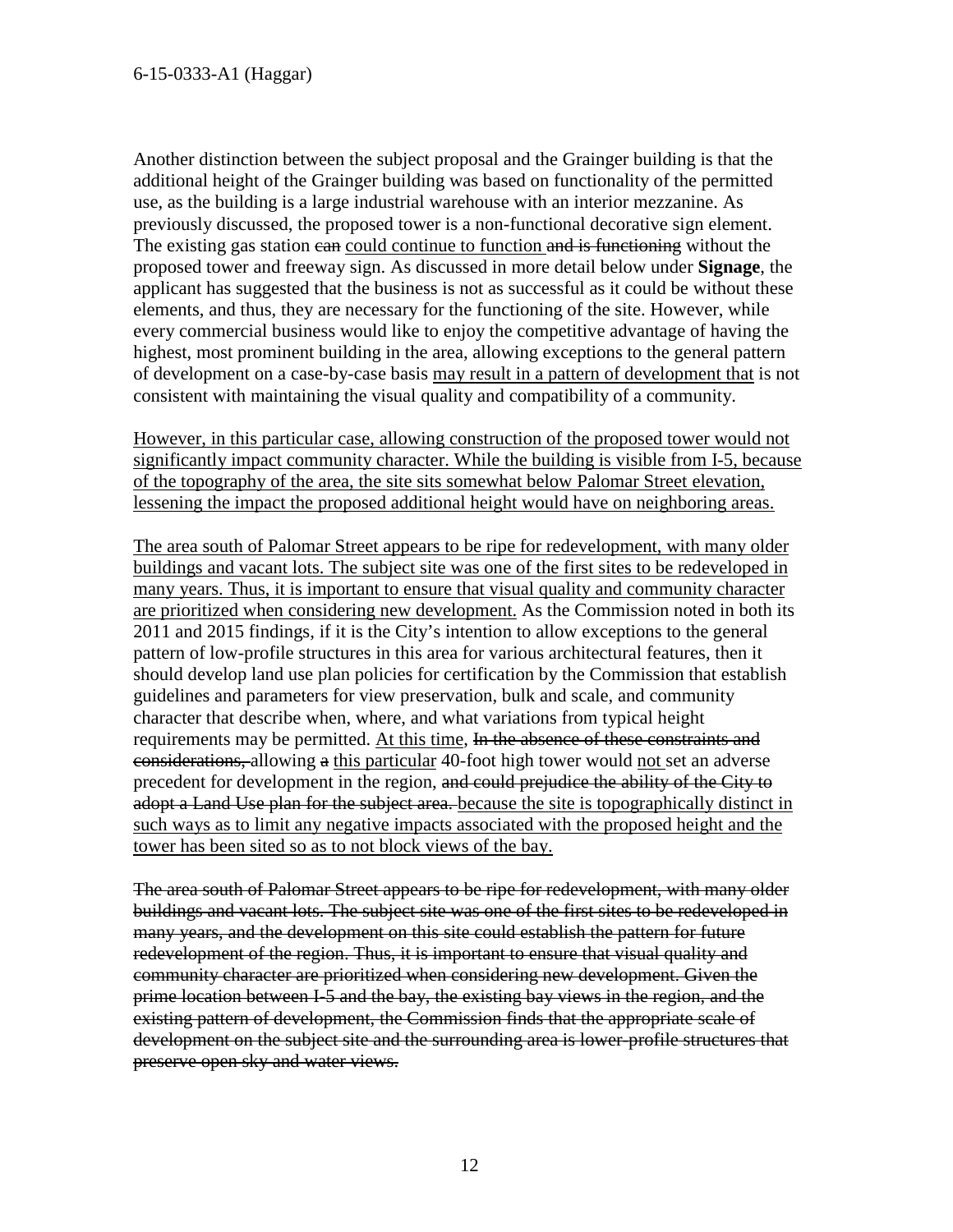Another distinction between the subject proposal and the Grainger building is that the additional height of the Grainger building was based on functionality of the permitted use, as the building is a large industrial warehouse with an interior mezzanine. As previously discussed, the proposed tower is a non-functional decorative sign element. The existing gas station ~~can~~ <u>could continue to function</u> ~~and is functioning~~ without the proposed tower and freeway sign. As discussed in more detail below under **Signage**, the applicant has suggested that the business is not as successful as it could be without these elements, and thus, they are necessary for the functioning of the site. However, while every commercial business would like to enjoy the competitive advantage of having the highest, most prominent building in the area, allowing exceptions to the general pattern of development on a case-by-case basis <u>may result in a pattern of development that</u> is not consistent with maintaining the visual quality and compatibility of a community.

<u>However, in this particular case, allowing construction of the proposed tower would not significantly impact community character. While the building is visible from I-5, because of the topography of the area, the site sits somewhat below Palomar Street elevation, lessening the impact the proposed additional height would have on neighboring areas.</u>

<u>The area south of Palomar Street appears to be ripe for redevelopment, with many older buildings and vacant lots. The subject site was one of the first sites to be redeveloped in many years. Thus, it is important to ensure that visual quality and community character are prioritized when considering new development.</u> As the Commission noted in both its 2011 and 2015 findings, if it is the City's intention to allow exceptions to the general pattern of low-profile structures in this area for various architectural features, then it should develop land use plan policies for certification by the Commission that establish guidelines and parameters for view preservation, bulk and scale, and community character that describe when, where, and what variations from typical height requirements may be permitted. <u>At this time</u>, ~~In the absence of these constraints and considerations,~~ allowing ~~a~~ <u>this particular</u> 40-foot high tower would <u>not</u> set an adverse precedent for development in the region, ~~and could prejudice the ability of the City to adopt a Land Use plan for the subject area.~~ <u>because the site is topographically distinct in such ways as to limit any negative impacts associated with the proposed height and the tower has been sited so as to not block views of the bay.</u>

~~The area south of Palomar Street appears to be ripe for redevelopment, with many older buildings and vacant lots. The subject site was one of the first sites to be redeveloped in many years, and the development on this site could establish the pattern for future redevelopment of the region. Thus, it is important to ensure that visual quality and community character are prioritized when considering new development. Given the prime location between I-5 and the bay, the existing bay views in the region, and the existing pattern of development, the Commission finds that the appropriate scale of development on the subject site and the surrounding area is lower-profile structures that preserve open sky and water views.~~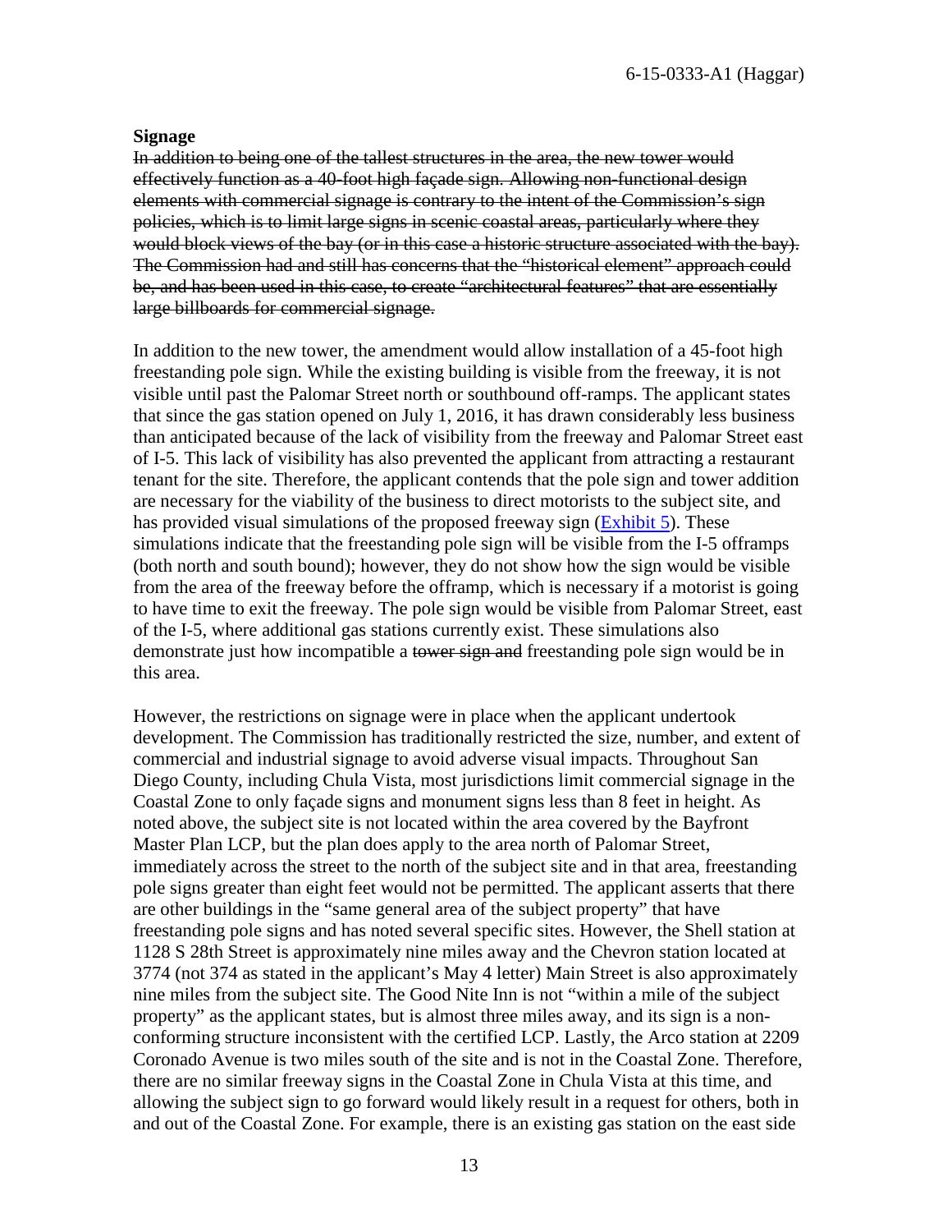**Signage**

~~In addition to being one of the tallest structures in the area, the new tower would effectively function as a 40-foot high façade sign. Allowing non-functional design elements with commercial signage is contrary to the intent of the Commission's sign policies, which is to limit large signs in scenic coastal areas, particularly where they would block views of the bay (or in this case a historic structure associated with the bay). The Commission had and still has concerns that the "historical element" approach could be, and has been used in this case, to create "architectural features" that are essentially large billboards for commercial signage.~~

In addition to the new tower, the amendment would allow installation of a 45-foot high freestanding pole sign. While the existing building is visible from the freeway, it is not visible until past the Palomar Street north or southbound off-ramps. The applicant states that since the gas station opened on July 1, 2016, it has drawn considerably less business than anticipated because of the lack of visibility from the freeway and Palomar Street east of I-5. This lack of visibility has also prevented the applicant from attracting a restaurant tenant for the site. Therefore, the applicant contends that the pole sign and tower addition are necessary for the viability of the business to direct motorists to the subject site, and has provided visual simulations of the proposed freeway sign (Exhibit 5). These simulations indicate that the freestanding pole sign will be visible from the I-5 offramps (both north and south bound); however, they do not show how the sign would be visible from the area of the freeway before the offramp, which is necessary if a motorist is going to have time to exit the freeway. The pole sign would be visible from Palomar Street, east of the I-5, where additional gas stations currently exist. These simulations also demonstrate just how incompatible a ~~tower sign and~~ freestanding pole sign would be in this area.

However, the restrictions on signage were in place when the applicant undertook development. The Commission has traditionally restricted the size, number, and extent of commercial and industrial signage to avoid adverse visual impacts. Throughout San Diego County, including Chula Vista, most jurisdictions limit commercial signage in the Coastal Zone to only façade signs and monument signs less than 8 feet in height. As noted above, the subject site is not located within the area covered by the Bayfront Master Plan LCP, but the plan does apply to the area north of Palomar Street, immediately across the street to the north of the subject site and in that area, freestanding pole signs greater than eight feet would not be permitted. The applicant asserts that there are other buildings in the "same general area of the subject property" that have freestanding pole signs and has noted several specific sites. However, the Shell station at 1128 S 28th Street is approximately nine miles away and the Chevron station located at 3774 (not 374 as stated in the applicant's May 4 letter) Main Street is also approximately nine miles from the subject site. The Good Nite Inn is not "within a mile of the subject property" as the applicant states, but is almost three miles away, and its sign is a non-conforming structure inconsistent with the certified LCP. Lastly, the Arco station at 2209 Coronado Avenue is two miles south of the site and is not in the Coastal Zone. Therefore, there are no similar freeway signs in the Coastal Zone in Chula Vista at this time, and allowing the subject sign to go forward would likely result in a request for others, both in and out of the Coastal Zone. For example, there is an existing gas station on the east side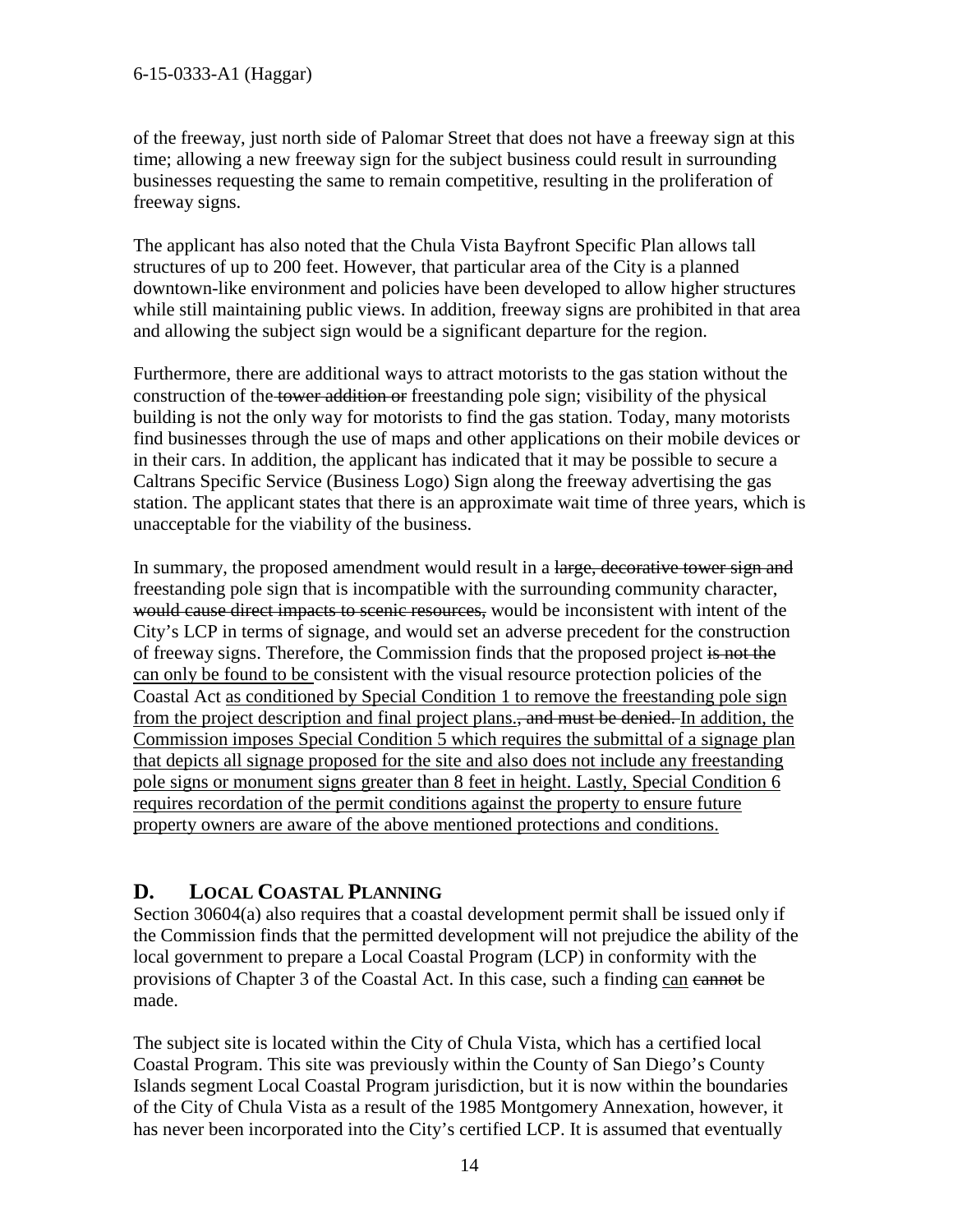of the freeway, just north side of Palomar Street that does not have a freeway sign at this time; allowing a new freeway sign for the subject business could result in surrounding businesses requesting the same to remain competitive, resulting in the proliferation of freeway signs.

The applicant has also noted that the Chula Vista Bayfront Specific Plan allows tall structures of up to 200 feet. However, that particular area of the City is a planned downtown-like environment and policies have been developed to allow higher structures while still maintaining public views. In addition, freeway signs are prohibited in that area and allowing the subject sign would be a significant departure for the region.

Furthermore, there are additional ways to attract motorists to the gas station without the construction of the ~~tower addition or~~ freestanding pole sign; visibility of the physical building is not the only way for motorists to find the gas station. Today, many motorists find businesses through the use of maps and other applications on their mobile devices or in their cars. In addition, the applicant has indicated that it may be possible to secure a Caltrans Specific Service (Business Logo) Sign along the freeway advertising the gas station. The applicant states that there is an approximate wait time of three years, which is unacceptable for the viability of the business.

In summary, the proposed amendment would result in a ~~large, decorative tower sign and~~ freestanding pole sign that is incompatible with the surrounding community character, ~~would cause direct impacts to scenic resources,~~ would be inconsistent with intent of the City's LCP in terms of signage, and would set an adverse precedent for the construction of freeway signs. Therefore, the Commission finds that the proposed project ~~is not the~~ <u>can only be found to be</u> consistent with the visual resource protection policies of the Coastal Act <u>as conditioned by Special Condition 1 to remove the freestanding pole sign from the project description and final project plans.</u>~~, and must be denied.~~ <u>In addition, the Commission imposes Special Condition 5 which requires the submittal of a signage plan that depicts all signage proposed for the site and also does not include any freestanding pole signs or monument signs greater than 8 feet in height. Lastly, Special Condition 6 requires recordation of the permit conditions against the property to ensure future property owners are aware of the above mentioned protections and conditions.</u>

## D. LOCAL COASTAL PLANNING

Section 30604(a) also requires that a coastal development permit shall be issued only if the Commission finds that the permitted development will not prejudice the ability of the local government to prepare a Local Coastal Program (LCP) in conformity with the provisions of Chapter 3 of the Coastal Act. In this case, such a finding <u>can</u> ~~cannot~~ be made.

The subject site is located within the City of Chula Vista, which has a certified local Coastal Program. This site was previously within the County of San Diego's County Islands segment Local Coastal Program jurisdiction, but it is now within the boundaries of the City of Chula Vista as a result of the 1985 Montgomery Annexation, however, it has never been incorporated into the City's certified LCP. It is assumed that eventually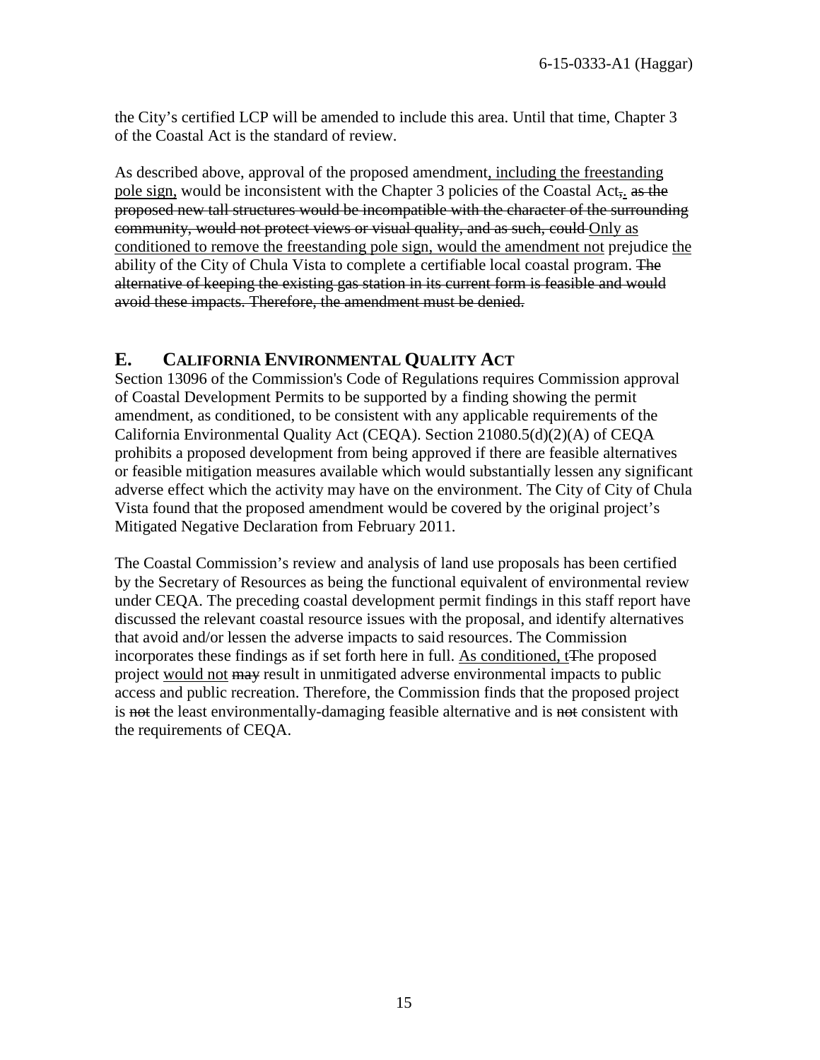the City's certified LCP will be amended to include this area. Until that time, Chapter 3 of the Coastal Act is the standard of review.

As described above, approval of the proposed amendment<u>, including the freestanding pole sign,</u> would be inconsistent with the Chapter 3 policies of the Coastal Act~~,~~<u>.</u> ~~as the proposed new tall structures would be incompatible with the character of the surrounding community, would not protect views or visual quality, and as such, could~~ <u>Only as conditioned to remove the freestanding pole sign, would the amendment not</u> prejudice <u>the</u> ability of the City of Chula Vista to complete a certifiable local coastal program. ~~The alternative of keeping the existing gas station in its current form is feasible and would avoid these impacts. Therefore, the amendment must be denied.~~

## E. CALIFORNIA ENVIRONMENTAL QUALITY ACT

Section 13096 of the Commission's Code of Regulations requires Commission approval of Coastal Development Permits to be supported by a finding showing the permit amendment, as conditioned, to be consistent with any applicable requirements of the California Environmental Quality Act (CEQA). Section 21080.5(d)(2)(A) of CEQA prohibits a proposed development from being approved if there are feasible alternatives or feasible mitigation measures available which would substantially lessen any significant adverse effect which the activity may have on the environment. The City of City of Chula Vista found that the proposed amendment would be covered by the original project's Mitigated Negative Declaration from February 2011.

The Coastal Commission's review and analysis of land use proposals has been certified by the Secretary of Resources as being the functional equivalent of environmental review under CEQA. The preceding coastal development permit findings in this staff report have discussed the relevant coastal resource issues with the proposal, and identify alternatives that avoid and/or lessen the adverse impacts to said resources. The Commission incorporates these findings as if set forth here in full. <u>As conditioned, t</u>~~T~~he proposed project <u>would not</u> ~~may~~ result in unmitigated adverse environmental impacts to public access and public recreation. Therefore, the Commission finds that the proposed project is ~~not~~ the least environmentally-damaging feasible alternative and is ~~not~~ consistent with the requirements of CEQA.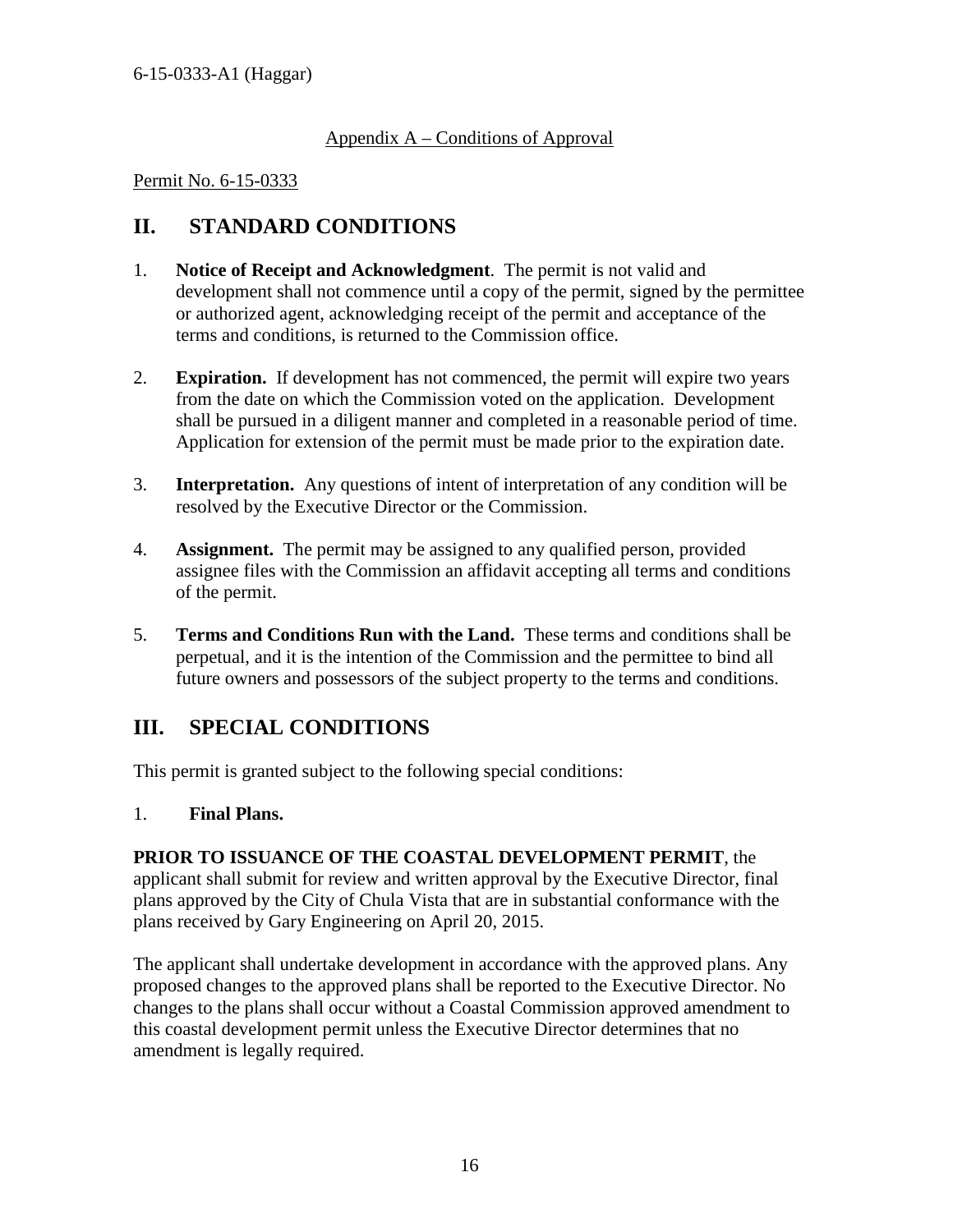Appendix A – Conditions of Approval

Permit No. 6-15-0333

## II. STANDARD CONDITIONS

1. **Notice of Receipt and Acknowledgment**. The permit is not valid and development shall not commence until a copy of the permit, signed by the permittee or authorized agent, acknowledging receipt of the permit and acceptance of the terms and conditions, is returned to the Commission office.

2. **Expiration.** If development has not commenced, the permit will expire two years from the date on which the Commission voted on the application. Development shall be pursued in a diligent manner and completed in a reasonable period of time. Application for extension of the permit must be made prior to the expiration date.

3. **Interpretation.** Any questions of intent of interpretation of any condition will be resolved by the Executive Director or the Commission.

4. **Assignment.** The permit may be assigned to any qualified person, provided assignee files with the Commission an affidavit accepting all terms and conditions of the permit.

5. **Terms and Conditions Run with the Land.** These terms and conditions shall be perpetual, and it is the intention of the Commission and the permittee to bind all future owners and possessors of the subject property to the terms and conditions.

## III. SPECIAL CONDITIONS

This permit is granted subject to the following special conditions:

1. **Final Plans.**

**PRIOR TO ISSUANCE OF THE COASTAL DEVELOPMENT PERMIT**, the applicant shall submit for review and written approval by the Executive Director, final plans approved by the City of Chula Vista that are in substantial conformance with the plans received by Gary Engineering on April 20, 2015.

The applicant shall undertake development in accordance with the approved plans. Any proposed changes to the approved plans shall be reported to the Executive Director. No changes to the plans shall occur without a Coastal Commission approved amendment to this coastal development permit unless the Executive Director determines that no amendment is legally required.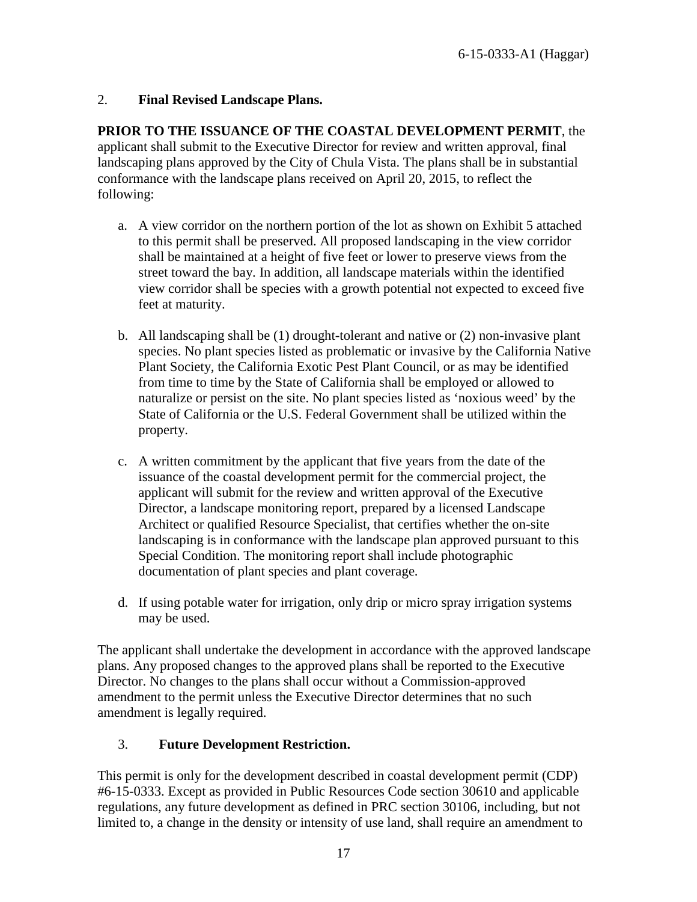2. **Final Revised Landscape Plans.**

**PRIOR TO THE ISSUANCE OF THE COASTAL DEVELOPMENT PERMIT**, the applicant shall submit to the Executive Director for review and written approval, final landscaping plans approved by the City of Chula Vista. The plans shall be in substantial conformance with the landscape plans received on April 20, 2015, to reflect the following:

a. A view corridor on the northern portion of the lot as shown on Exhibit 5 attached to this permit shall be preserved. All proposed landscaping in the view corridor shall be maintained at a height of five feet or lower to preserve views from the street toward the bay. In addition, all landscape materials within the identified view corridor shall be species with a growth potential not expected to exceed five feet at maturity.

b. All landscaping shall be (1) drought-tolerant and native or (2) non-invasive plant species. No plant species listed as problematic or invasive by the California Native Plant Society, the California Exotic Pest Plant Council, or as may be identified from time to time by the State of California shall be employed or allowed to naturalize or persist on the site. No plant species listed as 'noxious weed' by the State of California or the U.S. Federal Government shall be utilized within the property.

c. A written commitment by the applicant that five years from the date of the issuance of the coastal development permit for the commercial project, the applicant will submit for the review and written approval of the Executive Director, a landscape monitoring report, prepared by a licensed Landscape Architect or qualified Resource Specialist, that certifies whether the on-site landscaping is in conformance with the landscape plan approved pursuant to this Special Condition. The monitoring report shall include photographic documentation of plant species and plant coverage.

d. If using potable water for irrigation, only drip or micro spray irrigation systems may be used.

The applicant shall undertake the development in accordance with the approved landscape plans. Any proposed changes to the approved plans shall be reported to the Executive Director. No changes to the plans shall occur without a Commission-approved amendment to the permit unless the Executive Director determines that no such amendment is legally required.

3. **Future Development Restriction.**

This permit is only for the development described in coastal development permit (CDP) #6-15-0333. Except as provided in Public Resources Code section 30610 and applicable regulations, any future development as defined in PRC section 30106, including, but not limited to, a change in the density or intensity of use land, shall require an amendment to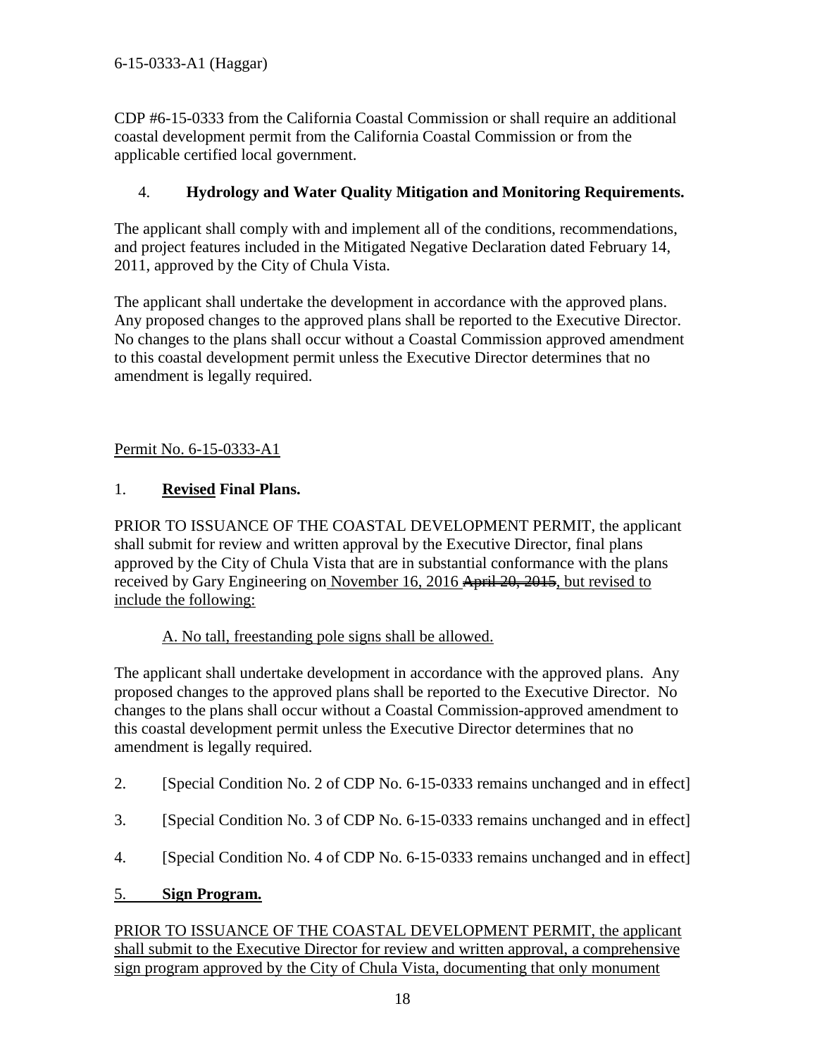CDP #6-15-0333 from the California Coastal Commission or shall require an additional coastal development permit from the California Coastal Commission or from the applicable certified local government.

4. **Hydrology and Water Quality Mitigation and Monitoring Requirements.**

The applicant shall comply with and implement all of the conditions, recommendations, and project features included in the Mitigated Negative Declaration dated February 14, 2011, approved by the City of Chula Vista.

The applicant shall undertake the development in accordance with the approved plans. Any proposed changes to the approved plans shall be reported to the Executive Director. No changes to the plans shall occur without a Coastal Commission approved amendment to this coastal development permit unless the Executive Director determines that no amendment is legally required.

<u>Permit No. 6-15-0333-A1</u>

1. **<u>Revised</u> Final Plans.**

PRIOR TO ISSUANCE OF THE COASTAL DEVELOPMENT PERMIT, the applicant shall submit for review and written approval by the Executive Director, final plans approved by the City of Chula Vista that are in substantial conformance with the plans received by Gary Engineering on <u>November 16, 2016</u> ~~April 20, 2015~~, <u>but revised to include the following:</u>

<u>A. No tall, freestanding pole signs shall be allowed.</u>

The applicant shall undertake development in accordance with the approved plans. Any proposed changes to the approved plans shall be reported to the Executive Director. No changes to the plans shall occur without a Coastal Commission-approved amendment to this coastal development permit unless the Executive Director determines that no amendment is legally required.

2. [Special Condition No. 2 of CDP No. 6-15-0333 remains unchanged and in effect]

3. [Special Condition No. 3 of CDP No. 6-15-0333 remains unchanged and in effect]

4. [Special Condition No. 4 of CDP No. 6-15-0333 remains unchanged and in effect]

<u>5. **Sign Program.**</u>

<u>PRIOR TO ISSUANCE OF THE COASTAL DEVELOPMENT PERMIT, the applicant shall submit to the Executive Director for review and written approval, a comprehensive sign program approved by the City of Chula Vista, documenting that only monument</u>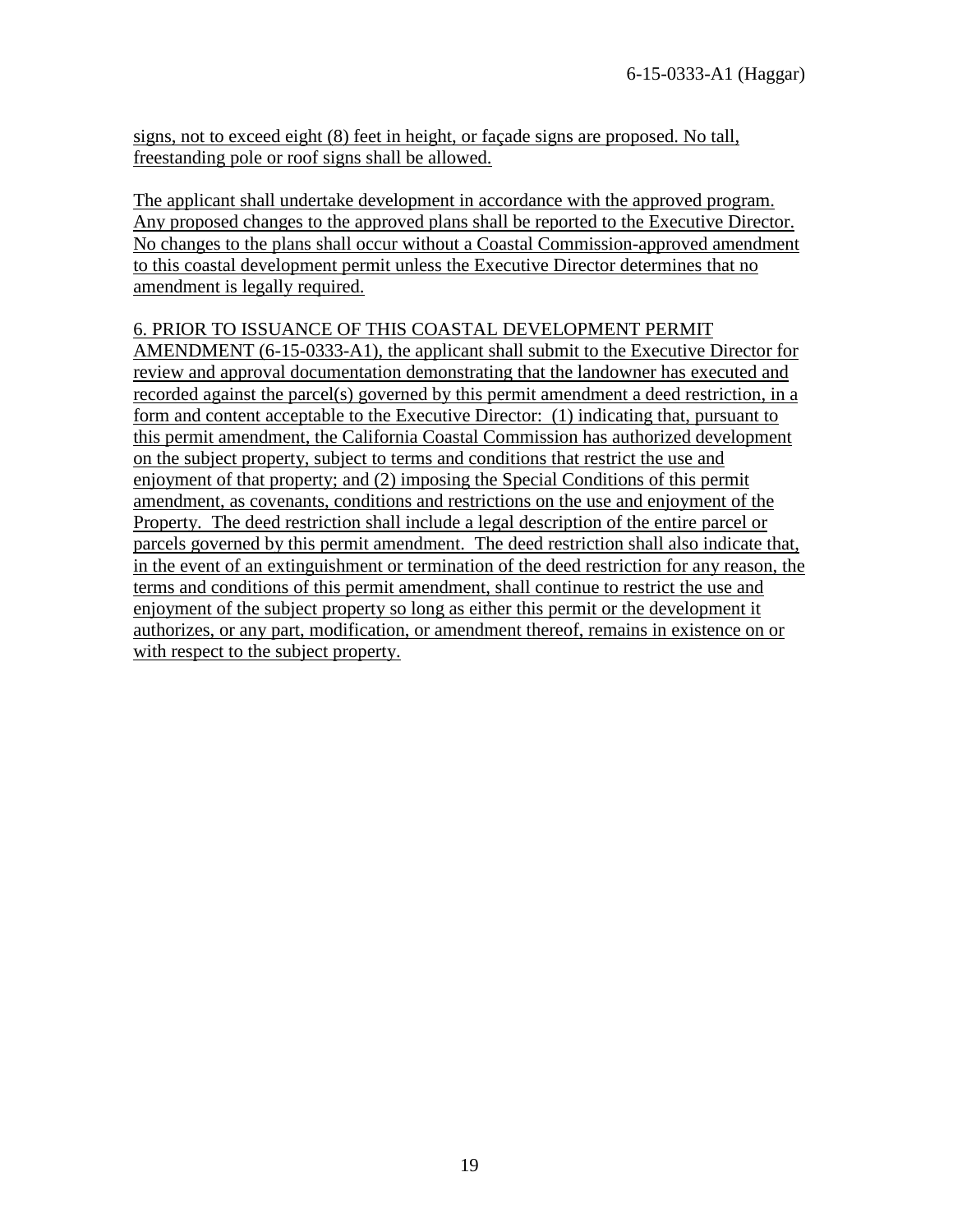signs, not to exceed eight (8) feet in height, or façade signs are proposed. No tall, freestanding pole or roof signs shall be allowed.

The applicant shall undertake development in accordance with the approved program. Any proposed changes to the approved plans shall be reported to the Executive Director. No changes to the plans shall occur without a Coastal Commission-approved amendment to this coastal development permit unless the Executive Director determines that no amendment is legally required.

6. PRIOR TO ISSUANCE OF THIS COASTAL DEVELOPMENT PERMIT AMENDMENT (6-15-0333-A1), the applicant shall submit to the Executive Director for review and approval documentation demonstrating that the landowner has executed and recorded against the parcel(s) governed by this permit amendment a deed restriction, in a form and content acceptable to the Executive Director: (1) indicating that, pursuant to this permit amendment, the California Coastal Commission has authorized development on the subject property, subject to terms and conditions that restrict the use and enjoyment of that property; and (2) imposing the Special Conditions of this permit amendment, as covenants, conditions and restrictions on the use and enjoyment of the Property. The deed restriction shall include a legal description of the entire parcel or parcels governed by this permit amendment. The deed restriction shall also indicate that, in the event of an extinguishment or termination of the deed restriction for any reason, the terms and conditions of this permit amendment, shall continue to restrict the use and enjoyment of the subject property so long as either this permit or the development it authorizes, or any part, modification, or amendment thereof, remains in existence on or with respect to the subject property.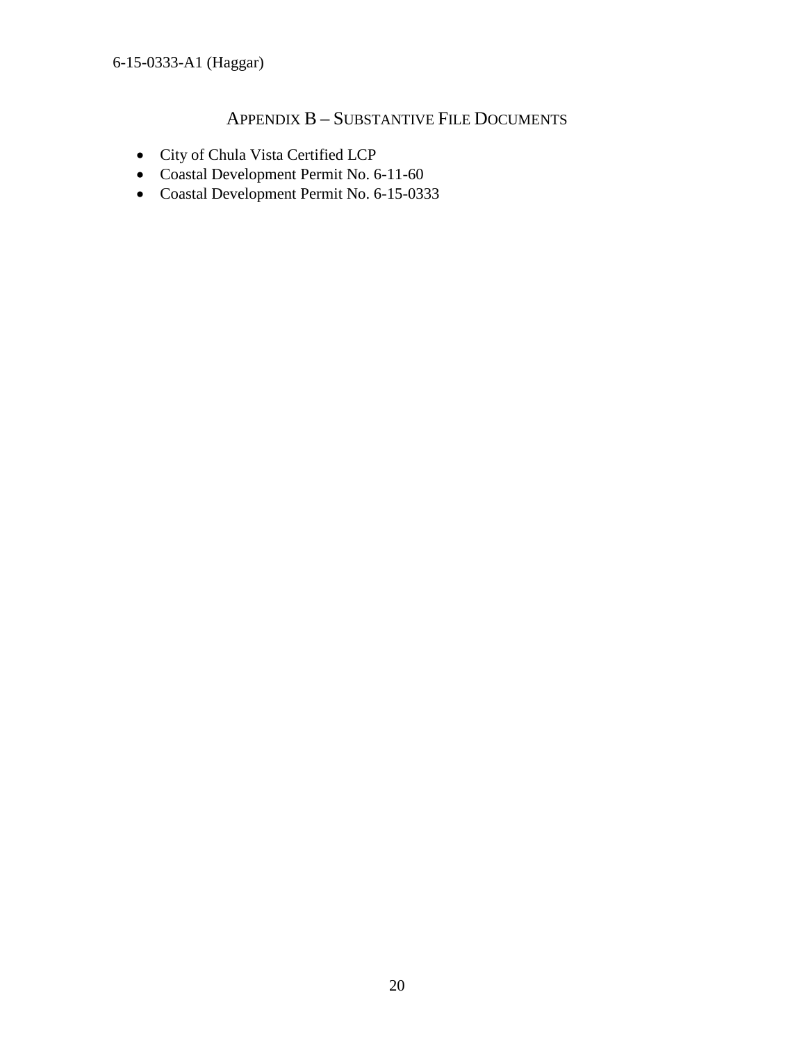## Appendix B – Substantive File Documents

- City of Chula Vista Certified LCP
- Coastal Development Permit No. 6-11-60
- Coastal Development Permit No. 6-15-0333